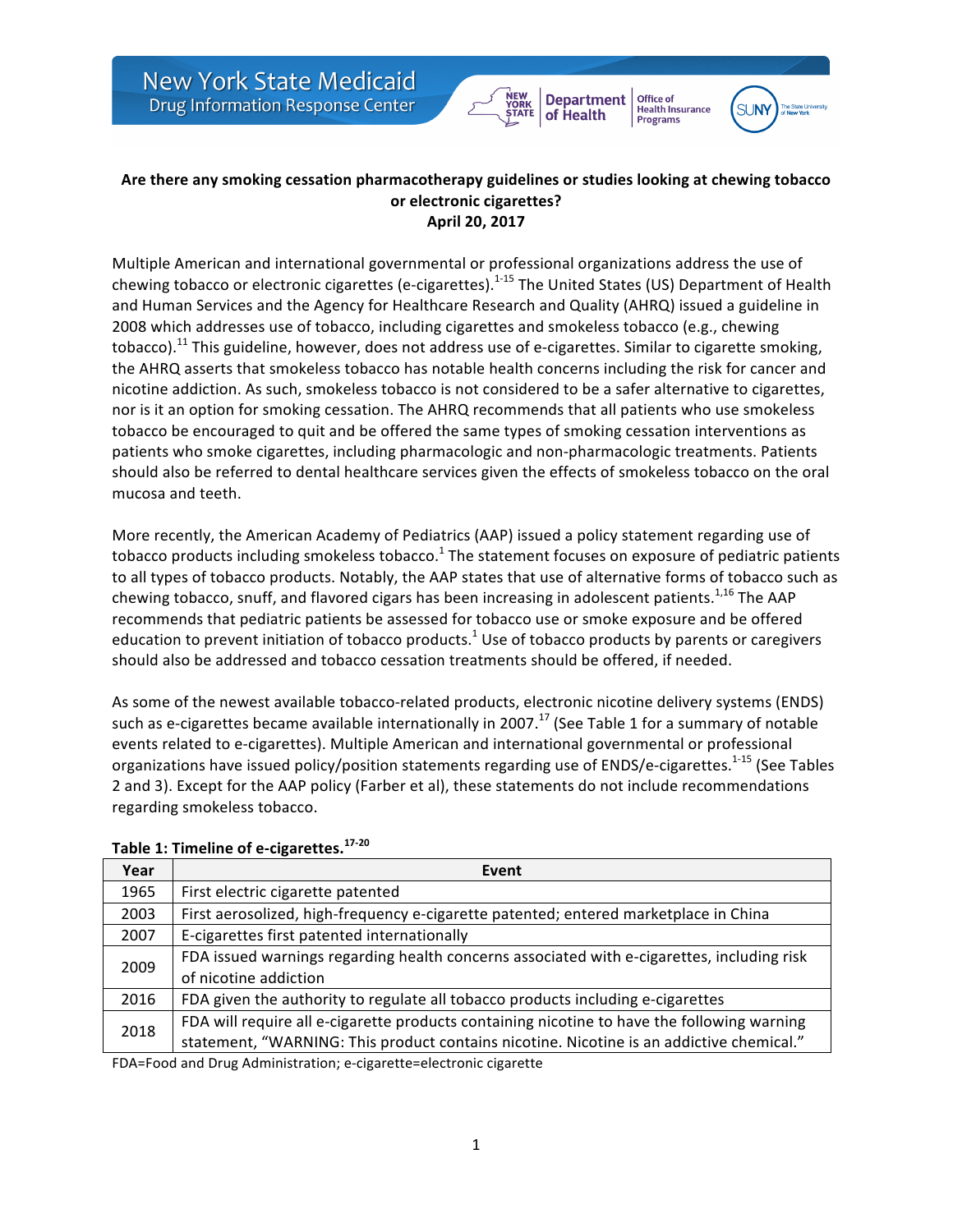# Are there any smoking cessation pharmacotherapy guidelines or studies looking at chewing tobacco or electronic cigarettes?

**April 20, 2017**

Multiple American and international governmental or professional organizations address the use of chewing tobacco or electronic cigarettes (e-cigarettes).[1-15] The United States (US) Department of Health and Human Services and the Agency for Healthcare Research and Quality (AHRQ) issued a guideline in 2008 which addresses use of tobacco, including cigarettes and smokeless tobacco (e.g., chewing tobacco).[11] This guideline, however, does not address use of e-cigarettes. Similar to cigarette smoking, the AHRQ asserts that smokeless tobacco has notable health concerns including the risk for cancer and nicotine addiction. As such, smokeless tobacco is not considered to be a safer alternative to cigarettes, nor is it an option for smoking cessation. The AHRQ recommends that all patients who use smokeless tobacco be encouraged to quit and be offered the same types of smoking cessation interventions as patients who smoke cigarettes, including pharmacologic and non-pharmacologic treatments. Patients should also be referred to dental healthcare services given the effects of smokeless tobacco on the oral mucosa and teeth.

More recently, the American Academy of Pediatrics (AAP) issued a policy statement regarding use of tobacco products including smokeless tobacco.[1] The statement focuses on exposure of pediatric patients to all types of tobacco products. Notably, the AAP states that use of alternative forms of tobacco such as chewing tobacco, snuff, and flavored cigars has been increasing in adolescent patients.[1,16] The AAP recommends that pediatric patients be assessed for tobacco use or smoke exposure and be offered education to prevent initiation of tobacco products.[1] Use of tobacco products by parents or caregivers should also be addressed and tobacco cessation treatments should be offered, if needed.

As some of the newest available tobacco-related products, electronic nicotine delivery systems (ENDS) such as e-cigarettes became available internationally in 2007.[17] (See Table 1 for a summary of notable events related to e-cigarettes). Multiple American and international governmental or professional organizations have issued policy/position statements regarding use of ENDS/e-cigarettes.[1-15] (See Tables 2 and 3). Except for the AAP policy (Farber et al), these statements do not include recommendations regarding smokeless tobacco.

**Table 1: Timeline of e-cigarettes.[17-20]**

| Year | Event |
|---|---|
| 1965 | First electric cigarette patented |
| 2003 | First aerosolized, high-frequency e-cigarette patented; entered marketplace in China |
| 2007 | E-cigarettes first patented internationally |
| 2009 | FDA issued warnings regarding health concerns associated with e-cigarettes, including risk of nicotine addiction |
| 2016 | FDA given the authority to regulate all tobacco products including e-cigarettes |
| 2018 | FDA will require all e-cigarette products containing nicotine to have the following warning statement, "WARNING: This product contains nicotine. Nicotine is an addictive chemical." |

FDA=Food and Drug Administration; e-cigarette=electronic cigarette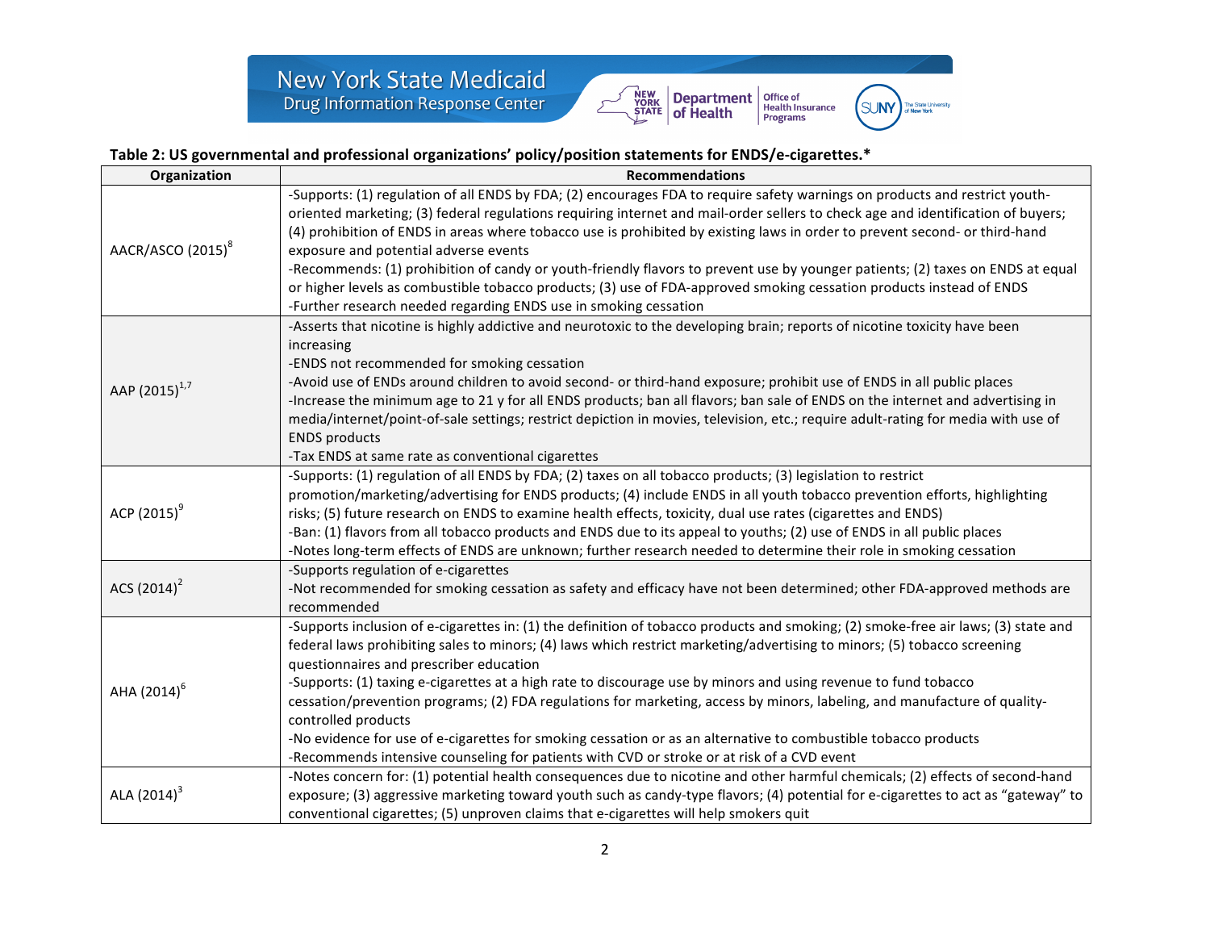**Table 2: US governmental and professional organizations' policy/position statements for ENDS/e-cigarettes.***

| Organization | Recommendations |
| --- | --- |
| AACR/ASCO (2015)[8] | -Supports: (1) regulation of all ENDS by FDA; (2) encourages FDA to require safety warnings on products and restrict youth-oriented marketing; (3) federal regulations requiring internet and mail-order sellers to check age and identification of buyers; (4) prohibition of ENDS in areas where tobacco use is prohibited by existing laws in order to prevent second- or third-hand exposure and potential adverse events<br>-Recommends: (1) prohibition of candy or youth-friendly flavors to prevent use by younger patients; (2) taxes on ENDS at equal or higher levels as combustible tobacco products; (3) use of FDA-approved smoking cessation products instead of ENDS<br>-Further research needed regarding ENDS use in smoking cessation |
| AAP (2015)[1,7] | -Asserts that nicotine is highly addictive and neurotoxic to the developing brain; reports of nicotine toxicity have been increasing<br>-ENDS not recommended for smoking cessation<br>-Avoid use of ENDs around children to avoid second- or third-hand exposure; prohibit use of ENDS in all public places<br>-Increase the minimum age to 21 y for all ENDS products; ban all flavors; ban sale of ENDS on the internet and advertising in media/internet/point-of-sale settings; restrict depiction in movies, television, etc.; require adult-rating for media with use of ENDS products<br>-Tax ENDS at same rate as conventional cigarettes |
| ACP (2015)[9] | -Supports: (1) regulation of all ENDS by FDA; (2) taxes on all tobacco products; (3) legislation to restrict promotion/marketing/advertising for ENDS products; (4) include ENDS in all youth tobacco prevention efforts, highlighting risks; (5) future research on ENDS to examine health effects, toxicity, dual use rates (cigarettes and ENDS)<br>-Ban: (1) flavors from all tobacco products and ENDS due to its appeal to youths; (2) use of ENDS in all public places<br>-Notes long-term effects of ENDS are unknown; further research needed to determine their role in smoking cessation |
| ACS (2014)[2] | -Supports regulation of e-cigarettes<br>-Not recommended for smoking cessation as safety and efficacy have not been determined; other FDA-approved methods are recommended |
| AHA (2014)[6] | -Supports inclusion of e-cigarettes in: (1) the definition of tobacco products and smoking; (2) smoke-free air laws; (3) state and federal laws prohibiting sales to minors; (4) laws which restrict marketing/advertising to minors; (5) tobacco screening questionnaires and prescriber education<br>-Supports: (1) taxing e-cigarettes at a high rate to discourage use by minors and using revenue to fund tobacco cessation/prevention programs; (2) FDA regulations for marketing, access by minors, labeling, and manufacture of quality-controlled products<br>-No evidence for use of e-cigarettes for smoking cessation or as an alternative to combustible tobacco products<br>-Recommends intensive counseling for patients with CVD or stroke or at risk of a CVD event |
| ALA (2014)[3] | -Notes concern for: (1) potential health consequences due to nicotine and other harmful chemicals; (2) effects of second-hand exposure; (3) aggressive marketing toward youth such as candy-type flavors; (4) potential for e-cigarettes to act as "gateway" to conventional cigarettes; (5) unproven claims that e-cigarettes will help smokers quit |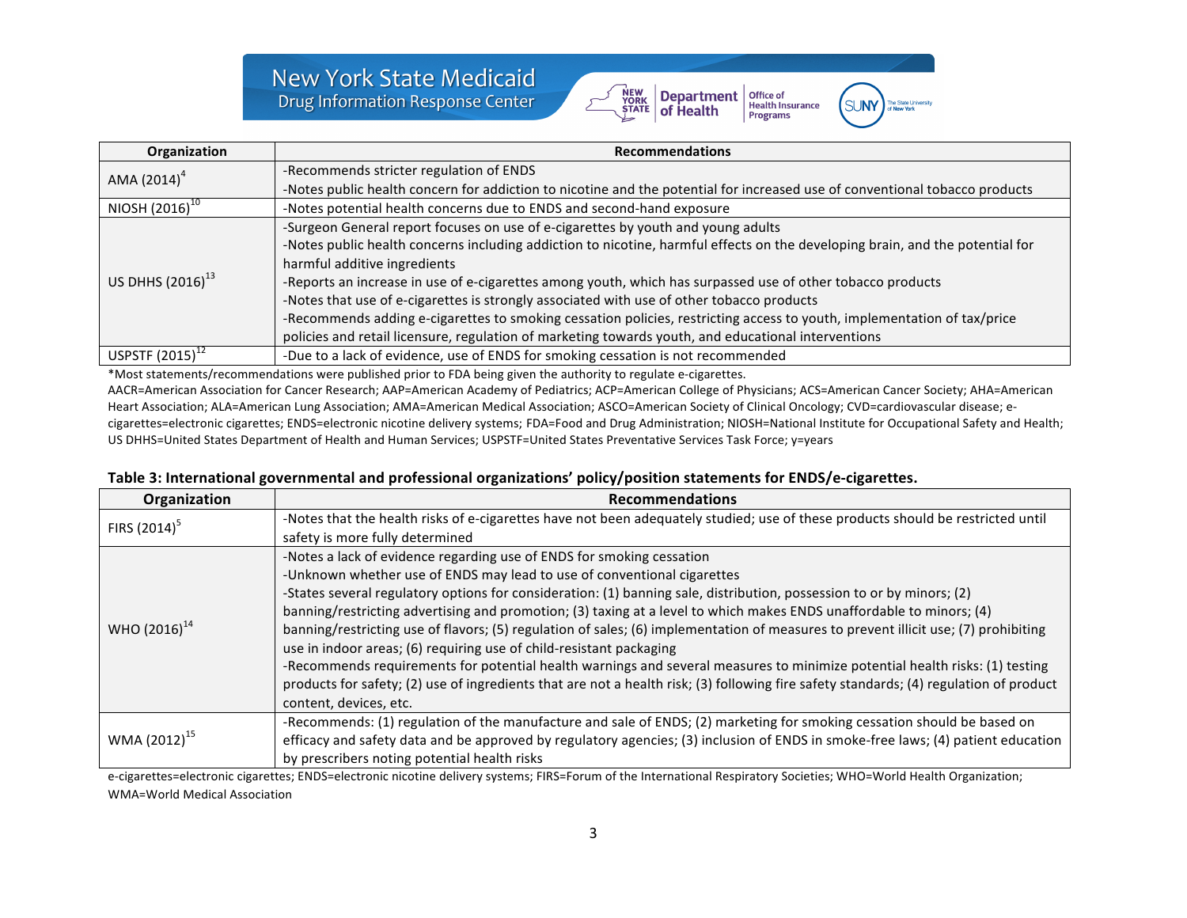| Organization | Recommendations |
|---|---|
| AMA (2014)[4] | -Recommends stricter regulation of ENDS<br>-Notes public health concern for addiction to nicotine and the potential for increased use of conventional tobacco products |
| NIOSH (2016)[10] | -Notes potential health concerns due to ENDS and second-hand exposure |
| US DHHS (2016)[13] | -Surgeon General report focuses on use of e-cigarettes by youth and young adults<br>-Notes public health concerns including addiction to nicotine, harmful effects on the developing brain, and the potential for harmful additive ingredients<br>-Reports an increase in use of e-cigarettes among youth, which has surpassed use of other tobacco products<br>-Notes that use of e-cigarettes is strongly associated with use of other tobacco products<br>-Recommends adding e-cigarettes to smoking cessation policies, restricting access to youth, implementation of tax/price policies and retail licensure, regulation of marketing towards youth, and educational interventions |
| USPSTF (2015)[12] | -Due to a lack of evidence, use of ENDS for smoking cessation is not recommended |

*Most statements/recommendations were published prior to FDA being given the authority to regulate e-cigarettes.
AACR=American Association for Cancer Research; AAP=American Academy of Pediatrics; ACP=American College of Physicians; ACS=American Cancer Society; AHA=American Heart Association; ALA=American Lung Association; AMA=American Medical Association; ASCO=American Society of Clinical Oncology; CVD=cardiovascular disease; e-cigarettes=electronic cigarettes; ENDS=electronic nicotine delivery systems; FDA=Food and Drug Administration; NIOSH=National Institute for Occupational Safety and Health; US DHHS=United States Department of Health and Human Services; USPSTF=United States Preventative Services Task Force; y=years

**Table 3: International governmental and professional organizations' policy/position statements for ENDS/e-cigarettes.**

| Organization | Recommendations |
|---|---|
| FIRS (2014)[5] | -Notes that the health risks of e-cigarettes have not been adequately studied; use of these products should be restricted until safety is more fully determined |
| WHO (2016)[14] | -Notes a lack of evidence regarding use of ENDS for smoking cessation<br>-Unknown whether use of ENDS may lead to use of conventional cigarettes<br>-States several regulatory options for consideration: (1) banning sale, distribution, possession to or by minors; (2) banning/restricting advertising and promotion; (3) taxing at a level to which makes ENDS unaffordable to minors; (4) banning/restricting use of flavors; (5) regulation of sales; (6) implementation of measures to prevent illicit use; (7) prohibiting use in indoor areas; (6) requiring use of child-resistant packaging<br>-Recommends requirements for potential health warnings and several measures to minimize potential health risks: (1) testing products for safety; (2) use of ingredients that are not a health risk; (3) following fire safety standards; (4) regulation of product content, devices, etc. |
| WMA (2012)[15] | -Recommends: (1) regulation of the manufacture and sale of ENDS; (2) marketing for smoking cessation should be based on efficacy and safety data and be approved by regulatory agencies; (3) inclusion of ENDS in smoke-free laws; (4) patient education by prescribers noting potential health risks |

e-cigarettes=electronic cigarettes; ENDS=electronic nicotine delivery systems; FIRS=Forum of the International Respiratory Societies; WHO=World Health Organization; WMA=World Medical Association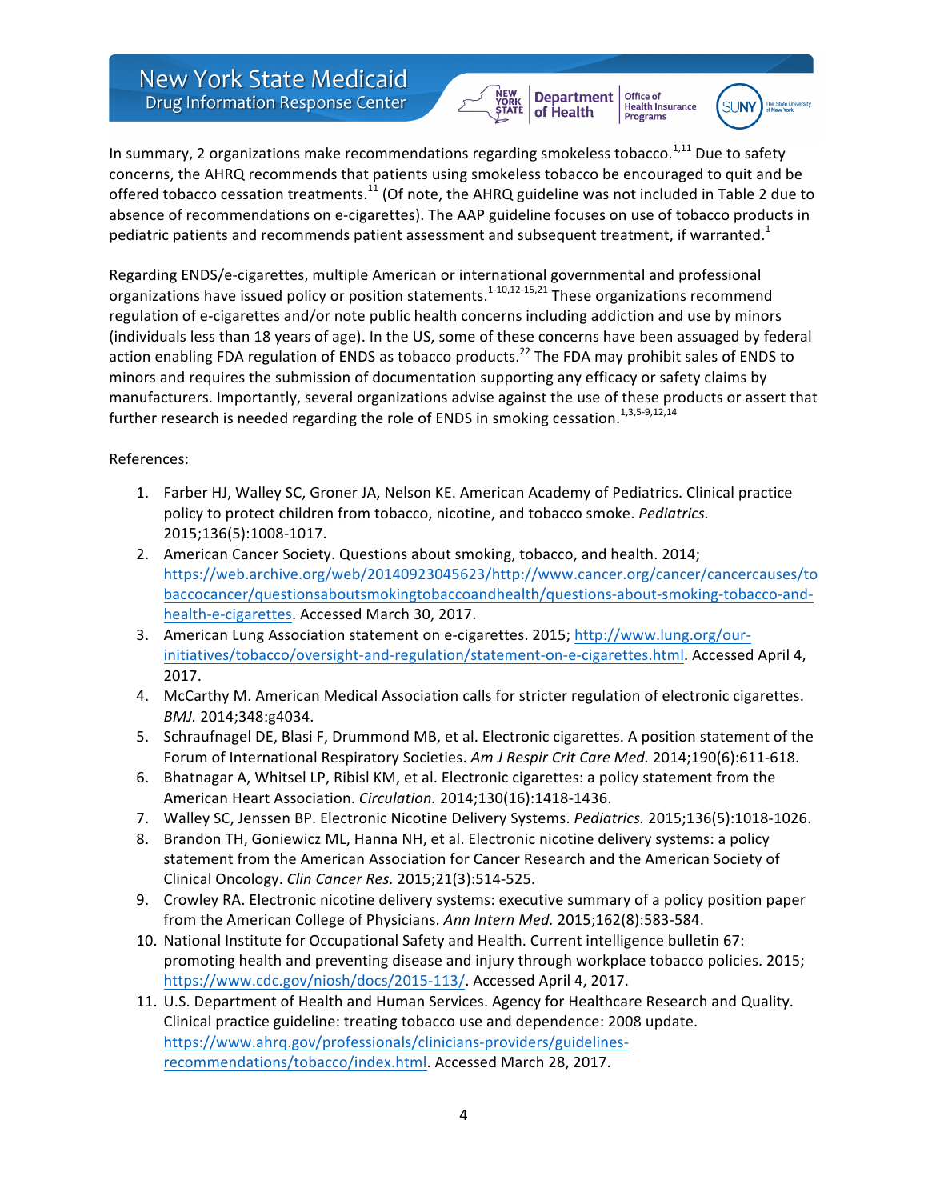In summary, 2 organizations make recommendations regarding smokeless tobacco.[1,11] Due to safety concerns, the AHRQ recommends that patients using smokeless tobacco be encouraged to quit and be offered tobacco cessation treatments.[11] (Of note, the AHRQ guideline was not included in Table 2 due to absence of recommendations on e-cigarettes). The AAP guideline focuses on use of tobacco products in pediatric patients and recommends patient assessment and subsequent treatment, if warranted.[1]

Regarding ENDS/e-cigarettes, multiple American or international governmental and professional organizations have issued policy or position statements.[1-10,12-15,21] These organizations recommend regulation of e-cigarettes and/or note public health concerns including addiction and use by minors (individuals less than 18 years of age). In the US, some of these concerns have been assuaged by federal action enabling FDA regulation of ENDS as tobacco products.[22] The FDA may prohibit sales of ENDS to minors and requires the submission of documentation supporting any efficacy or safety claims by manufacturers. Importantly, several organizations advise against the use of these products or assert that further research is needed regarding the role of ENDS in smoking cessation.[1,3,5-9,12,14]

References:

1. Farber HJ, Walley SC, Groner JA, Nelson KE. American Academy of Pediatrics. Clinical practice policy to protect children from tobacco, nicotine, and tobacco smoke. *Pediatrics.* 2015;136(5):1008-1017.
2. American Cancer Society. Questions about smoking, tobacco, and health. 2014; https://web.archive.org/web/20140923045623/http://www.cancer.org/cancer/cancercauses/tobaccocancer/questionsaboutsmokingtobaccoandhealth/questions-about-smoking-tobacco-and-health-e-cigarettes. Accessed March 30, 2017.
3. American Lung Association statement on e-cigarettes. 2015; http://www.lung.org/our-initiatives/tobacco/oversight-and-regulation/statement-on-e-cigarettes.html. Accessed April 4, 2017.
4. McCarthy M. American Medical Association calls for stricter regulation of electronic cigarettes. *BMJ.* 2014;348:g4034.
5. Schraufnagel DE, Blasi F, Drummond MB, et al. Electronic cigarettes. A position statement of the Forum of International Respiratory Societies. *Am J Respir Crit Care Med.* 2014;190(6):611-618.
6. Bhatnagar A, Whitsel LP, Ribisl KM, et al. Electronic cigarettes: a policy statement from the American Heart Association. *Circulation.* 2014;130(16):1418-1436.
7. Walley SC, Jenssen BP. Electronic Nicotine Delivery Systems. *Pediatrics.* 2015;136(5):1018-1026.
8. Brandon TH, Goniewicz ML, Hanna NH, et al. Electronic nicotine delivery systems: a policy statement from the American Association for Cancer Research and the American Society of Clinical Oncology. *Clin Cancer Res.* 2015;21(3):514-525.
9. Crowley RA. Electronic nicotine delivery systems: executive summary of a policy position paper from the American College of Physicians. *Ann Intern Med.* 2015;162(8):583-584.
10. National Institute for Occupational Safety and Health. Current intelligence bulletin 67: promoting health and preventing disease and injury through workplace tobacco policies. 2015; https://www.cdc.gov/niosh/docs/2015-113/. Accessed April 4, 2017.
11. U.S. Department of Health and Human Services. Agency for Healthcare Research and Quality. Clinical practice guideline: treating tobacco use and dependence: 2008 update. https://www.ahrq.gov/professionals/clinicians-providers/guidelines-recommendations/tobacco/index.html. Accessed March 28, 2017.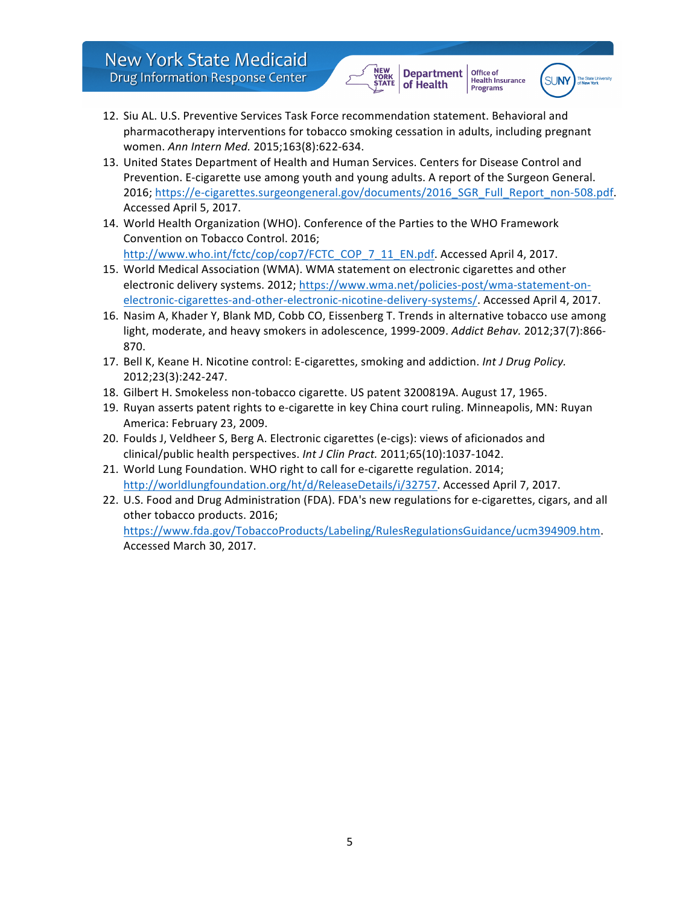12. Siu AL. U.S. Preventive Services Task Force recommendation statement. Behavioral and pharmacotherapy interventions for tobacco smoking cessation in adults, including pregnant women. *Ann Intern Med.* 2015;163(8):622-634.
13. United States Department of Health and Human Services. Centers for Disease Control and Prevention. E-cigarette use among youth and young adults. A report of the Surgeon General. 2016; https://e-cigarettes.surgeongeneral.gov/documents/2016_SGR_Full_Report_non-508.pdf. Accessed April 5, 2017.
14. World Health Organization (WHO). Conference of the Parties to the WHO Framework Convention on Tobacco Control. 2016; http://www.who.int/fctc/cop/cop7/FCTC_COP_7_11_EN.pdf. Accessed April 4, 2017.
15. World Medical Association (WMA). WMA statement on electronic cigarettes and other electronic delivery systems. 2012; https://www.wma.net/policies-post/wma-statement-on-electronic-cigarettes-and-other-electronic-nicotine-delivery-systems/. Accessed April 4, 2017.
16. Nasim A, Khader Y, Blank MD, Cobb CO, Eissenberg T. Trends in alternative tobacco use among light, moderate, and heavy smokers in adolescence, 1999-2009. *Addict Behav.* 2012;37(7):866-870.
17. Bell K, Keane H. Nicotine control: E-cigarettes, smoking and addiction. *Int J Drug Policy.* 2012;23(3):242-247.
18. Gilbert H. Smokeless non-tobacco cigarette. US patent 3200819A. August 17, 1965.
19. Ruyan asserts patent rights to e-cigarette in key China court ruling. Minneapolis, MN: Ruyan America: February 23, 2009.
20. Foulds J, Veldheer S, Berg A. Electronic cigarettes (e-cigs): views of aficionados and clinical/public health perspectives. *Int J Clin Pract.* 2011;65(10):1037-1042.
21. World Lung Foundation. WHO right to call for e-cigarette regulation. 2014; http://worldlungfoundation.org/ht/d/ReleaseDetails/i/32757. Accessed April 7, 2017.
22. U.S. Food and Drug Administration (FDA). FDA's new regulations for e-cigarettes, cigars, and all other tobacco products. 2016; https://www.fda.gov/TobaccoProducts/Labeling/RulesRegulationsGuidance/ucm394909.htm. Accessed March 30, 2017.